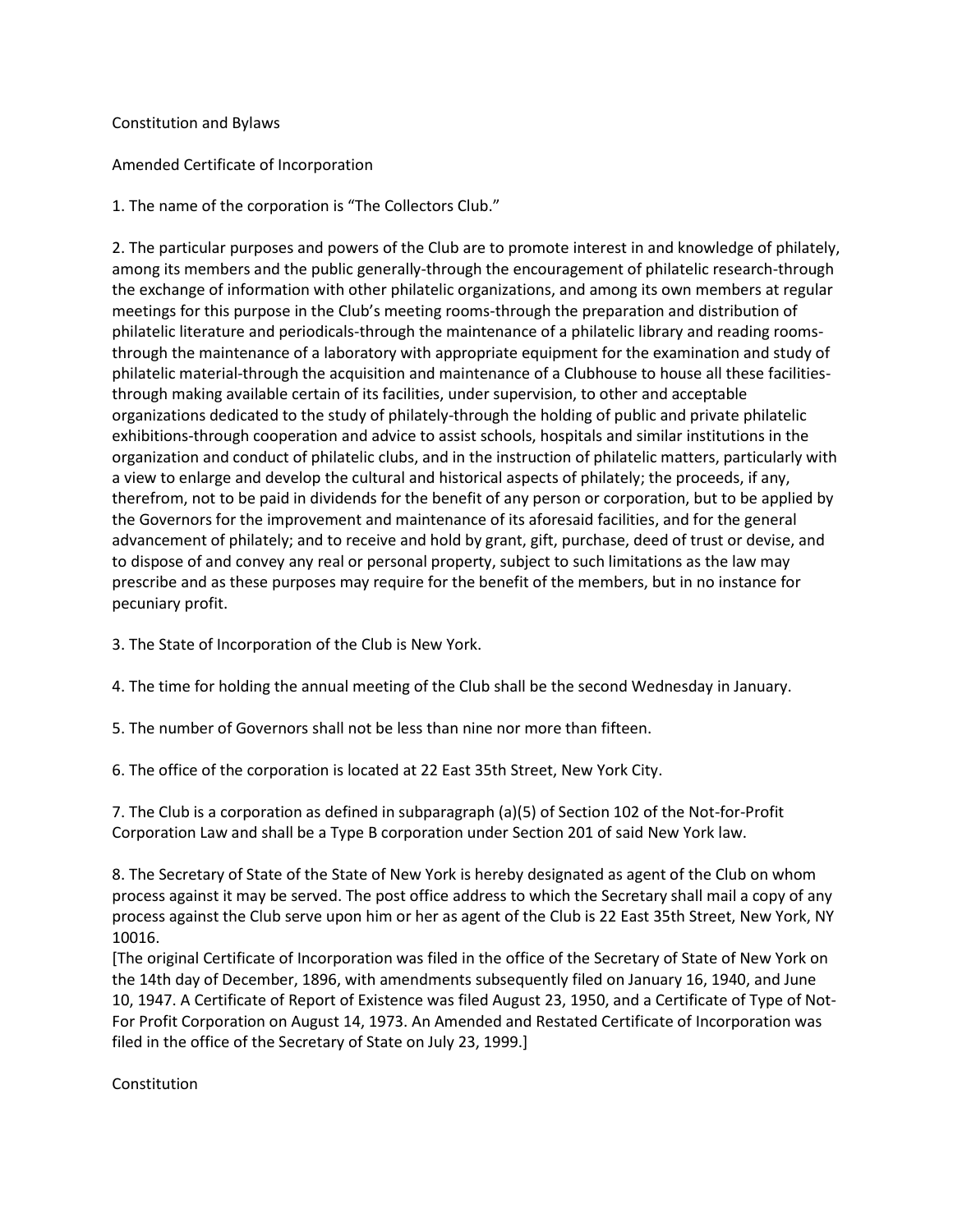# Constitution and Bylaws

## Amended Certificate of Incorporation

1. The name of the corporation is “The Collectors Club.”

2. The particular purposes and powers of the Club are to promote interest in and knowledge of philately, among its members and the public generally-through the encouragement of philatelic research-through the exchange of information with other philatelic organizations, and among its own members at regular meetings for this purpose in the Club’s meeting rooms-through the preparation and distribution of philatelic literature and periodicals-through the maintenance of a philatelic library and reading rooms-through the maintenance of a laboratory with appropriate equipment for the examination and study of philatelic material-through the acquisition and maintenance of a Clubhouse to house all these facilities-through making available certain of its facilities, under supervision, to other and acceptable organizations dedicated to the study of philately-through the holding of public and private philatelic exhibitions-through cooperation and advice to assist schools, hospitals and similar institutions in the organization and conduct of philatelic clubs, and in the instruction of philatelic matters, particularly with a view to enlarge and develop the cultural and historical aspects of philately; the proceeds, if any, therefrom, not to be paid in dividends for the benefit of any person or corporation, but to be applied by the Governors for the improvement and maintenance of its aforesaid facilities, and for the general advancement of philately; and to receive and hold by grant, gift, purchase, deed of trust or devise, and to dispose of and convey any real or personal property, subject to such limitations as the law may prescribe and as these purposes may require for the benefit of the members, but in no instance for pecuniary profit.

3. The State of Incorporation of the Club is New York.

4. The time for holding the annual meeting of the Club shall be the second Wednesday in January.

5. The number of Governors shall not be less than nine nor more than fifteen.

6. The office of the corporation is located at 22 East 35th Street, New York City.

7. The Club is a corporation as defined in subparagraph (a)(5) of Section 102 of the Not-for-Profit Corporation Law and shall be a Type B corporation under Section 201 of said New York law.

8. The Secretary of State of the State of New York is hereby designated as agent of the Club on whom process against it may be served. The post office address to which the Secretary shall mail a copy of any process against the Club serve upon him or her as agent of the Club is 22 East 35th Street, New York, NY 10016.

[The original Certificate of Incorporation was filed in the office of the Secretary of State of New York on the 14th day of December, 1896, with amendments subsequently filed on January 16, 1940, and June 10, 1947. A Certificate of Report of Existence was filed August 23, 1950, and a Certificate of Type of Not-For Profit Corporation on August 14, 1973. An Amended and Restated Certificate of Incorporation was filed in the office of the Secretary of State on July 23, 1999.]

## Constitution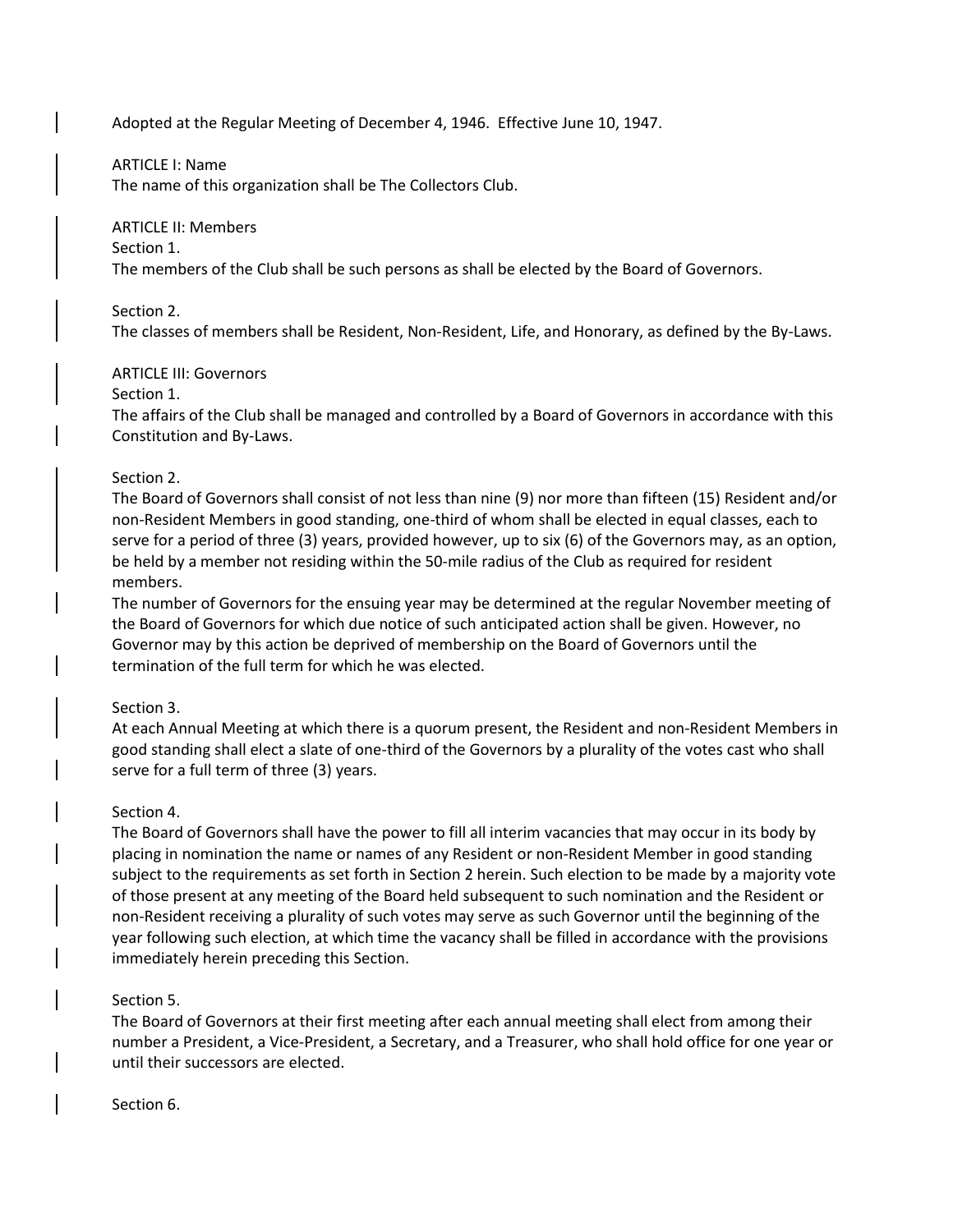Adopted at the Regular Meeting of December 4, 1946. Effective June 10, 1947.

## ARTICLE I: Name

The name of this organization shall be The Collectors Club.

## ARTICLE II: Members

### Section 1.

The members of the Club shall be such persons as shall be elected by the Board of Governors.

### Section 2.

The classes of members shall be Resident, Non-Resident, Life, and Honorary, as defined by the By-Laws.

## ARTICLE III: Governors

### Section 1.

The affairs of the Club shall be managed and controlled by a Board of Governors in accordance with this Constitution and By-Laws.

### Section 2.

The Board of Governors shall consist of not less than nine (9) nor more than fifteen (15) Resident and/or non-Resident Members in good standing, one-third of whom shall be elected in equal classes, each to serve for a period of three (3) years, provided however, up to six (6) of the Governors may, as an option, be held by a member not residing within the 50-mile radius of the Club as required for resident members.

The number of Governors for the ensuing year may be determined at the regular November meeting of the Board of Governors for which due notice of such anticipated action shall be given. However, no Governor may by this action be deprived of membership on the Board of Governors until the termination of the full term for which he was elected.

### Section 3.

At each Annual Meeting at which there is a quorum present, the Resident and non-Resident Members in good standing shall elect a slate of one-third of the Governors by a plurality of the votes cast who shall serve for a full term of three (3) years.

### Section 4.

The Board of Governors shall have the power to fill all interim vacancies that may occur in its body by placing in nomination the name or names of any Resident or non-Resident Member in good standing subject to the requirements as set forth in Section 2 herein. Such election to be made by a majority vote of those present at any meeting of the Board held subsequent to such nomination and the Resident or non-Resident receiving a plurality of such votes may serve as such Governor until the beginning of the year following such election, at which time the vacancy shall be filled in accordance with the provisions immediately herein preceding this Section.

### Section 5.

The Board of Governors at their first meeting after each annual meeting shall elect from among their number a President, a Vice-President, a Secretary, and a Treasurer, who shall hold office for one year or until their successors are elected.

### Section 6.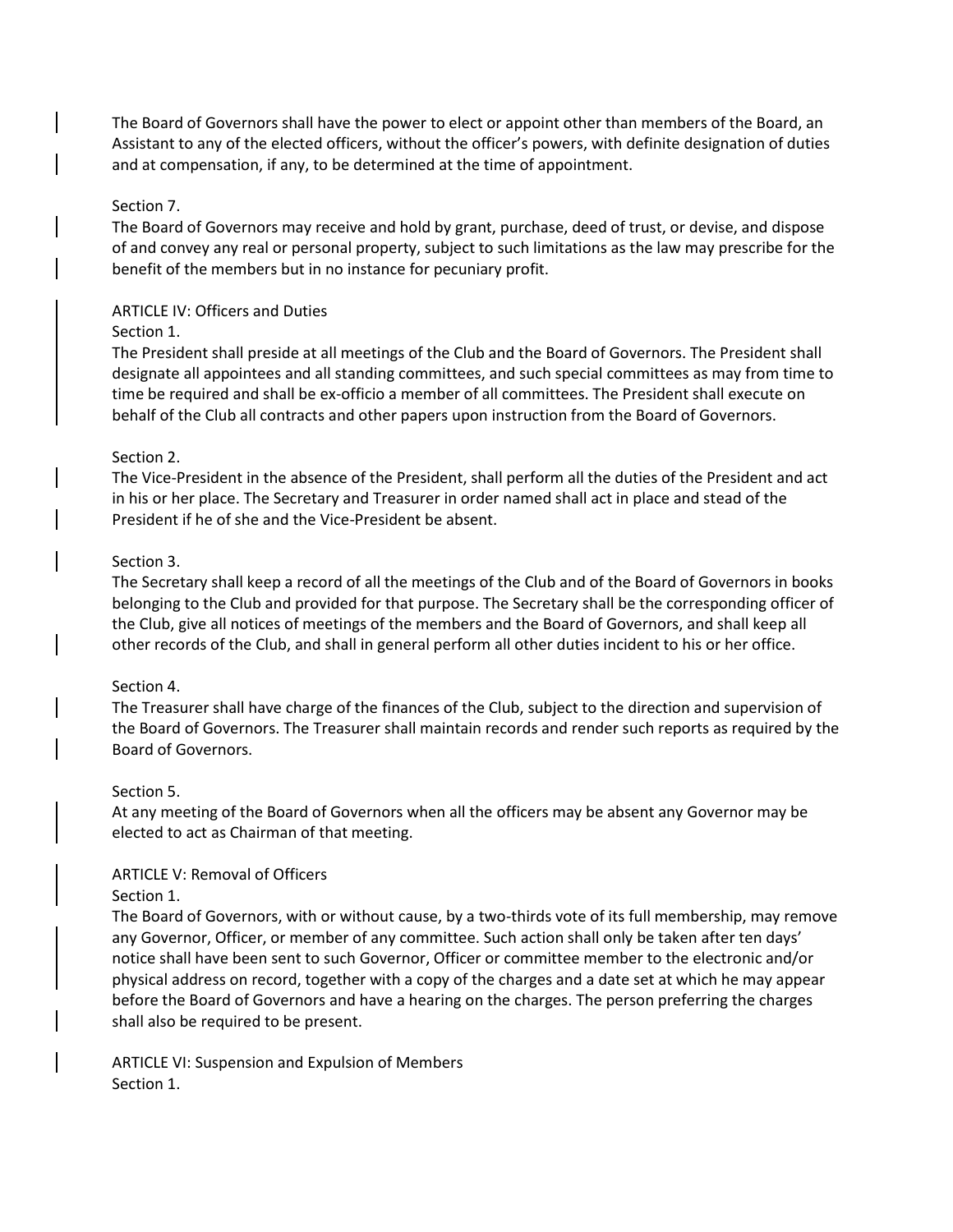The Board of Governors shall have the power to elect or appoint other than members of the Board, an Assistant to any of the elected officers, without the officer's powers, with definite designation of duties and at compensation, if any, to be determined at the time of appointment.

Section 7.
The Board of Governors may receive and hold by grant, purchase, deed of trust, or devise, and dispose of and convey any real or personal property, subject to such limitations as the law may prescribe for the benefit of the members but in no instance for pecuniary profit.

## ARTICLE IV: Officers and Duties

Section 1.
The President shall preside at all meetings of the Club and the Board of Governors. The President shall designate all appointees and all standing committees, and such special committees as may from time to time be required and shall be ex-officio a member of all committees. The President shall execute on behalf of the Club all contracts and other papers upon instruction from the Board of Governors.

Section 2.
The Vice-President in the absence of the President, shall perform all the duties of the President and act in his or her place. The Secretary and Treasurer in order named shall act in place and stead of the President if he of she and the Vice-President be absent.

Section 3.
The Secretary shall keep a record of all the meetings of the Club and of the Board of Governors in books belonging to the Club and provided for that purpose. The Secretary shall be the corresponding officer of the Club, give all notices of meetings of the members and the Board of Governors, and shall keep all other records of the Club, and shall in general perform all other duties incident to his or her office.

Section 4.
The Treasurer shall have charge of the finances of the Club, subject to the direction and supervision of the Board of Governors. The Treasurer shall maintain records and render such reports as required by the Board of Governors.

Section 5.
At any meeting of the Board of Governors when all the officers may be absent any Governor may be elected to act as Chairman of that meeting.

## ARTICLE V: Removal of Officers

Section 1.
The Board of Governors, with or without cause, by a two-thirds vote of its full membership, may remove any Governor, Officer, or member of any committee. Such action shall only be taken after ten days' notice shall have been sent to such Governor, Officer or committee member to the electronic and/or physical address on record, together with a copy of the charges and a date set at which he may appear before the Board of Governors and have a hearing on the charges. The person preferring the charges shall also be required to be present.

## ARTICLE VI: Suspension and Expulsion of Members

Section 1.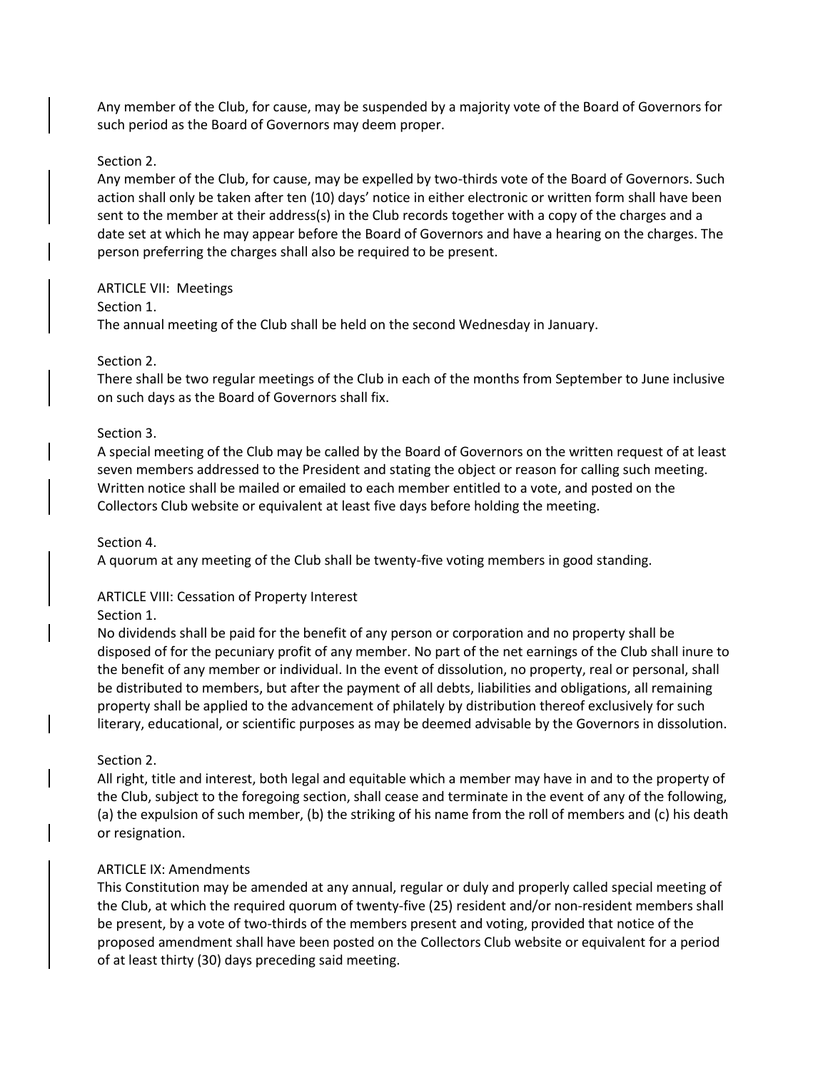Any member of the Club, for cause, may be suspended by a majority vote of the Board of Governors for such period as the Board of Governors may deem proper.

Section 2.
Any member of the Club, for cause, may be expelled by two-thirds vote of the Board of Governors. Such action shall only be taken after ten (10) days' notice in either electronic or written form shall have been sent to the member at their address(s) in the Club records together with a copy of the charges and a date set at which he may appear before the Board of Governors and have a hearing on the charges. The person preferring the charges shall also be required to be present.

## ARTICLE VII: Meetings

Section 1.
The annual meeting of the Club shall be held on the second Wednesday in January.

Section 2.
There shall be two regular meetings of the Club in each of the months from September to June inclusive on such days as the Board of Governors shall fix.

Section 3.
A special meeting of the Club may be called by the Board of Governors on the written request of at least seven members addressed to the President and stating the object or reason for calling such meeting. Written notice shall be mailed or emailed to each member entitled to a vote, and posted on the Collectors Club website or equivalent at least five days before holding the meeting.

Section 4.
A quorum at any meeting of the Club shall be twenty-five voting members in good standing.

## ARTICLE VIII: Cessation of Property Interest

Section 1.
No dividends shall be paid for the benefit of any person or corporation and no property shall be disposed of for the pecuniary profit of any member. No part of the net earnings of the Club shall inure to the benefit of any member or individual. In the event of dissolution, no property, real or personal, shall be distributed to members, but after the payment of all debts, liabilities and obligations, all remaining property shall be applied to the advancement of philately by distribution thereof exclusively for such literary, educational, or scientific purposes as may be deemed advisable by the Governors in dissolution.

Section 2.
All right, title and interest, both legal and equitable which a member may have in and to the property of the Club, subject to the foregoing section, shall cease and terminate in the event of any of the following, (a) the expulsion of such member, (b) the striking of his name from the roll of members and (c) his death or resignation.

## ARTICLE IX: Amendments

This Constitution may be amended at any annual, regular or duly and properly called special meeting of the Club, at which the required quorum of twenty-five (25) resident and/or non-resident members shall be present, by a vote of two-thirds of the members present and voting, provided that notice of the proposed amendment shall have been posted on the Collectors Club website or equivalent for a period of at least thirty (30) days preceding said meeting.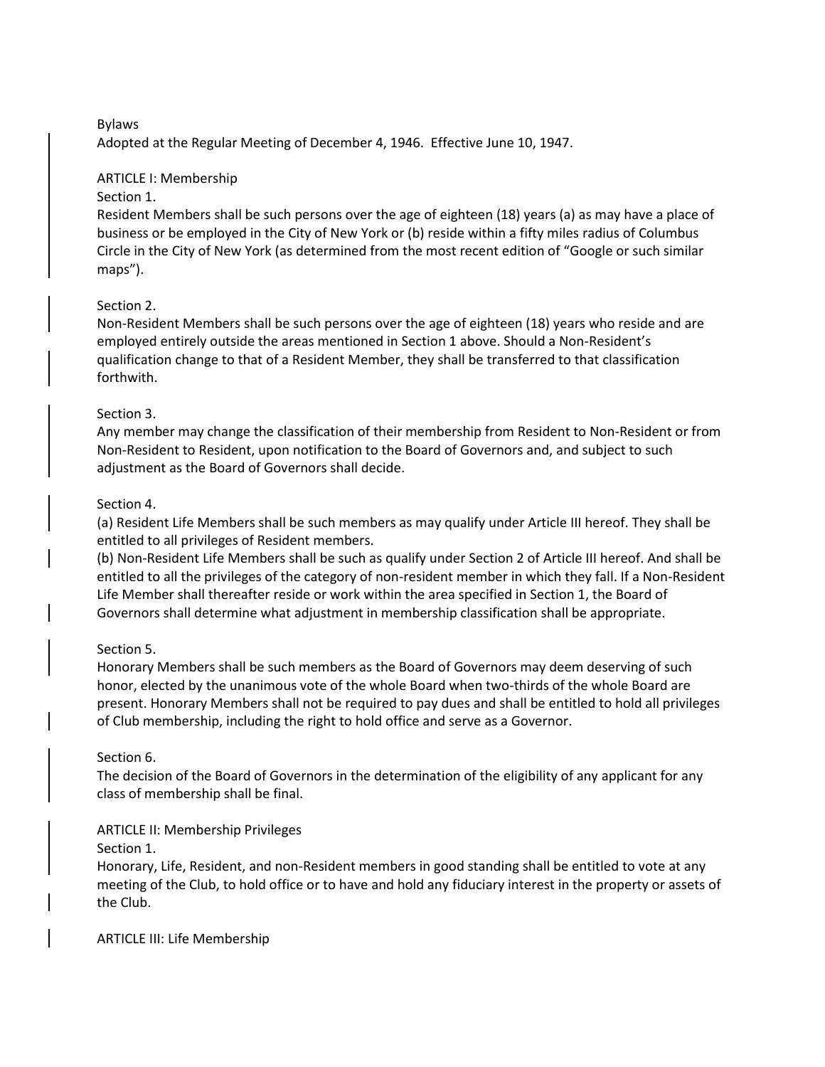Bylaws

Adopted at the Regular Meeting of December 4, 1946. Effective June 10, 1947.

## ARTICLE I: Membership

### Section 1.

Resident Members shall be such persons over the age of eighteen (18) years (a) as may have a place of business or be employed in the City of New York or (b) reside within a fifty miles radius of Columbus Circle in the City of New York (as determined from the most recent edition of "Google or such similar maps").

### Section 2.

Non-Resident Members shall be such persons over the age of eighteen (18) years who reside and are employed entirely outside the areas mentioned in Section 1 above. Should a Non-Resident's qualification change to that of a Resident Member, they shall be transferred to that classification forthwith.

### Section 3.

Any member may change the classification of their membership from Resident to Non-Resident or from Non-Resident to Resident, upon notification to the Board of Governors and, and subject to such adjustment as the Board of Governors shall decide.

### Section 4.

(a) Resident Life Members shall be such members as may qualify under Article III hereof. They shall be entitled to all privileges of Resident members.

(b) Non-Resident Life Members shall be such as qualify under Section 2 of Article III hereof. And shall be entitled to all the privileges of the category of non-resident member in which they fall. If a Non-Resident Life Member shall thereafter reside or work within the area specified in Section 1, the Board of Governors shall determine what adjustment in membership classification shall be appropriate.

### Section 5.

Honorary Members shall be such members as the Board of Governors may deem deserving of such honor, elected by the unanimous vote of the whole Board when two-thirds of the whole Board are present. Honorary Members shall not be required to pay dues and shall be entitled to hold all privileges of Club membership, including the right to hold office and serve as a Governor.

### Section 6.

The decision of the Board of Governors in the determination of the eligibility of any applicant for any class of membership shall be final.

## ARTICLE II: Membership Privileges

### Section 1.

Honorary, Life, Resident, and non-Resident members in good standing shall be entitled to vote at any meeting of the Club, to hold office or to have and hold any fiduciary interest in the property or assets of the Club.

## ARTICLE III: Life Membership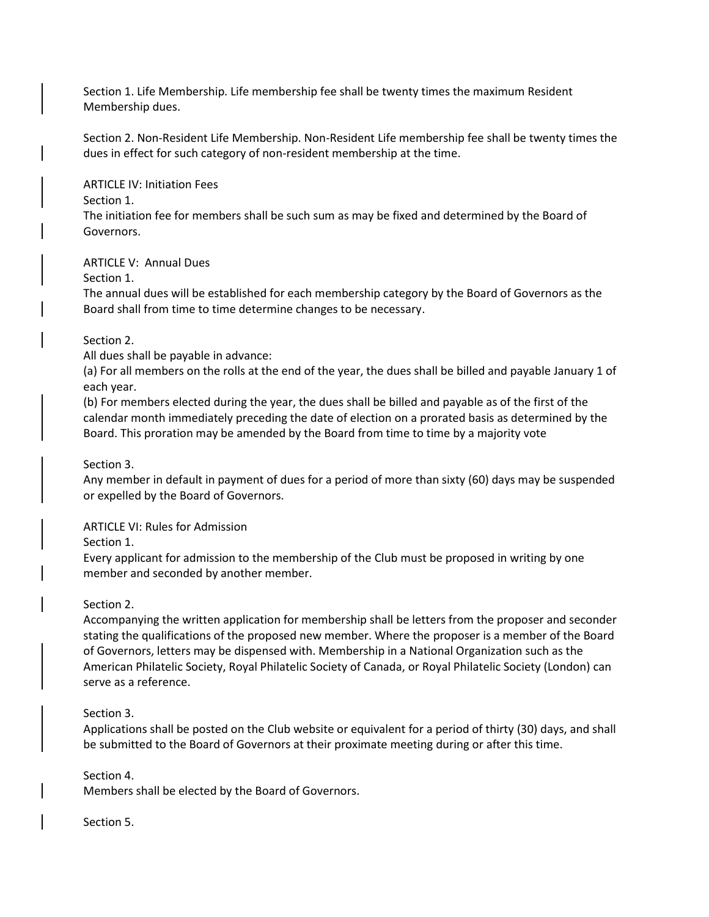Section 1. Life Membership. Life membership fee shall be twenty times the maximum Resident Membership dues.

Section 2. Non-Resident Life Membership. Non-Resident Life membership fee shall be twenty times the dues in effect for such category of non-resident membership at the time.

## ARTICLE IV: Initiation Fees

Section 1.
The initiation fee for members shall be such sum as may be fixed and determined by the Board of Governors.

## ARTICLE V: Annual Dues

Section 1.
The annual dues will be established for each membership category by the Board of Governors as the Board shall from time to time determine changes to be necessary.

Section 2.
All dues shall be payable in advance:
(a) For all members on the rolls at the end of the year, the dues shall be billed and payable January 1 of each year.
(b) For members elected during the year, the dues shall be billed and payable as of the first of the calendar month immediately preceding the date of election on a prorated basis as determined by the Board. This proration may be amended by the Board from time to time by a majority vote

Section 3.
Any member in default in payment of dues for a period of more than sixty (60) days may be suspended or expelled by the Board of Governors.

## ARTICLE VI: Rules for Admission

Section 1.
Every applicant for admission to the membership of the Club must be proposed in writing by one member and seconded by another member.

Section 2.
Accompanying the written application for membership shall be letters from the proposer and seconder stating the qualifications of the proposed new member. Where the proposer is a member of the Board of Governors, letters may be dispensed with. Membership in a National Organization such as the American Philatelic Society, Royal Philatelic Society of Canada, or Royal Philatelic Society (London) can serve as a reference.

Section 3.
Applications shall be posted on the Club website or equivalent for a period of thirty (30) days, and shall be submitted to the Board of Governors at their proximate meeting during or after this time.

Section 4.
Members shall be elected by the Board of Governors.

Section 5.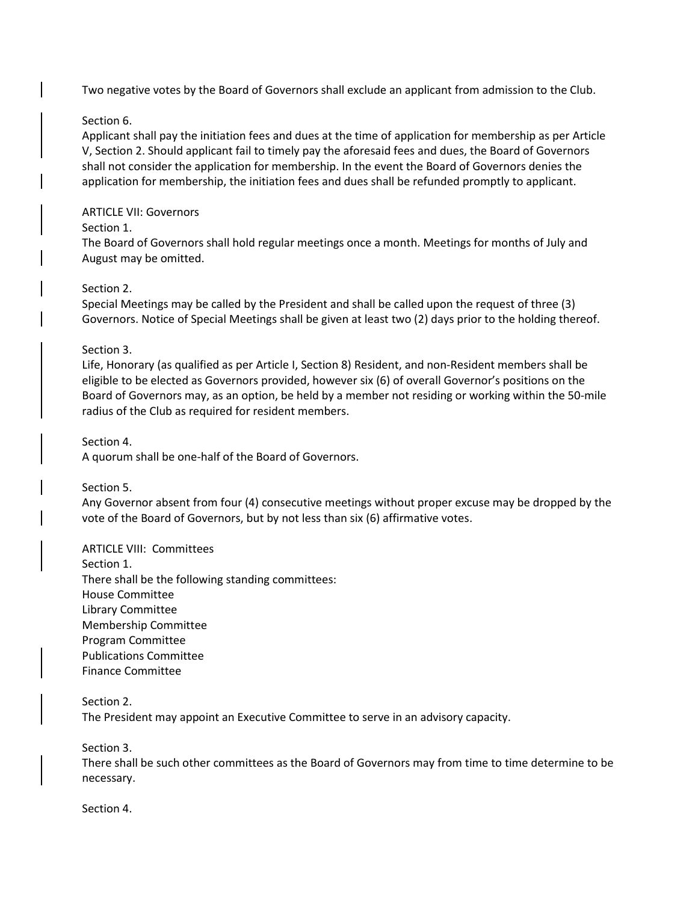Two negative votes by the Board of Governors shall exclude an applicant from admission to the Club.

Section 6.
Applicant shall pay the initiation fees and dues at the time of application for membership as per Article V, Section 2. Should applicant fail to timely pay the aforesaid fees and dues, the Board of Governors shall not consider the application for membership. In the event the Board of Governors denies the application for membership, the initiation fees and dues shall be refunded promptly to applicant.

## ARTICLE VII: Governors

Section 1.
The Board of Governors shall hold regular meetings once a month. Meetings for months of July and August may be omitted.

Section 2.
Special Meetings may be called by the President and shall be called upon the request of three (3) Governors. Notice of Special Meetings shall be given at least two (2) days prior to the holding thereof.

Section 3.
Life, Honorary (as qualified as per Article I, Section 8) Resident, and non-Resident members shall be eligible to be elected as Governors provided, however six (6) of overall Governor's positions on the Board of Governors may, as an option, be held by a member not residing or working within the 50-mile radius of the Club as required for resident members.

Section 4.
A quorum shall be one-half of the Board of Governors.

Section 5.
Any Governor absent from four (4) consecutive meetings without proper excuse may be dropped by the vote of the Board of Governors, but by not less than six (6) affirmative votes.

## ARTICLE VIII: Committees

Section 1.
There shall be the following standing committees:
House Committee
Library Committee
Membership Committee
Program Committee
Publications Committee
Finance Committee

Section 2.
The President may appoint an Executive Committee to serve in an advisory capacity.

Section 3.
There shall be such other committees as the Board of Governors may from time to time determine to be necessary.

Section 4.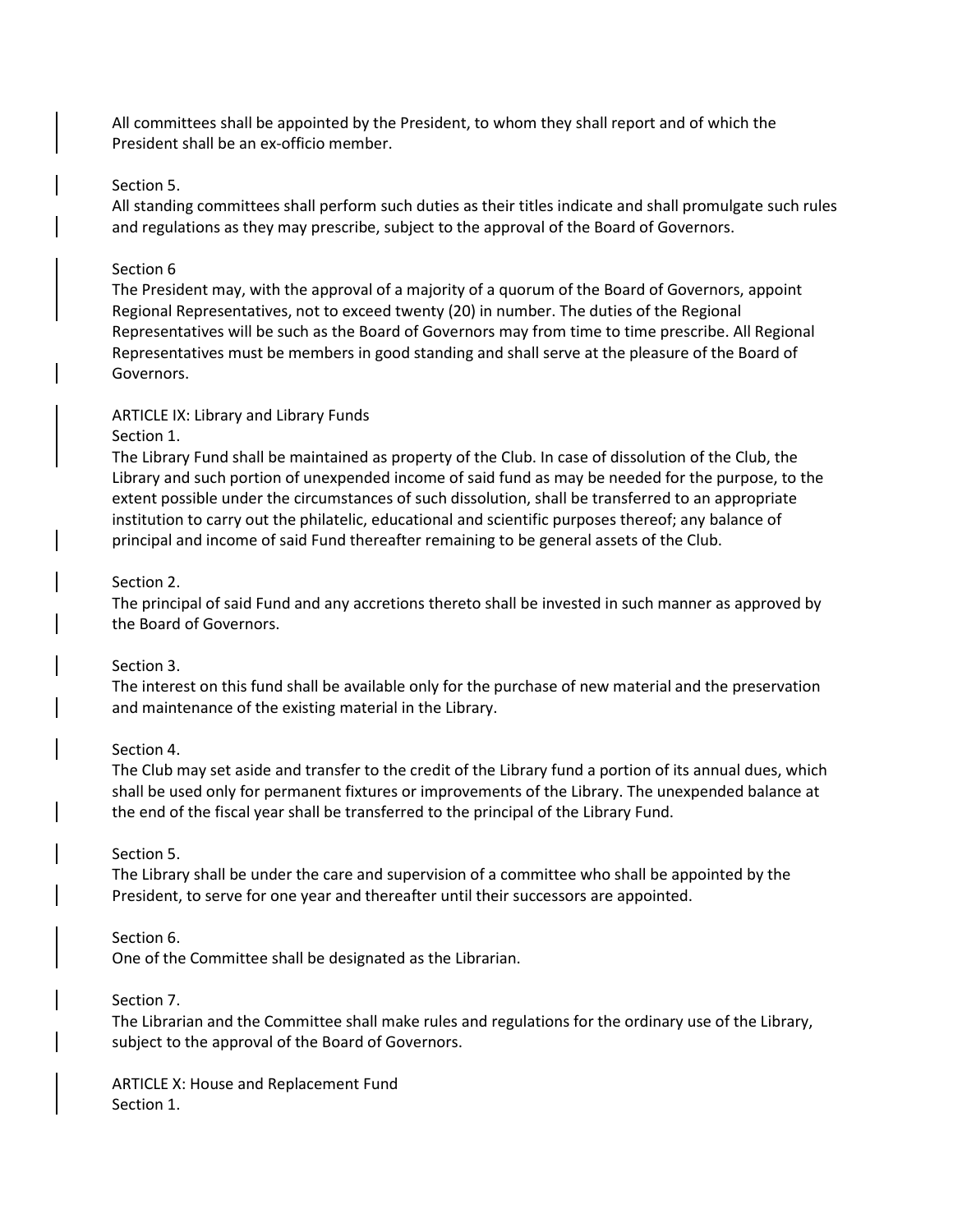All committees shall be appointed by the President, to whom they shall report and of which the President shall be an ex-officio member.

Section 5.
All standing committees shall perform such duties as their titles indicate and shall promulgate such rules and regulations as they may prescribe, subject to the approval of the Board of Governors.

Section 6
The President may, with the approval of a majority of a quorum of the Board of Governors, appoint Regional Representatives, not to exceed twenty (20) in number. The duties of the Regional Representatives will be such as the Board of Governors may from time to time prescribe. All Regional Representatives must be members in good standing and shall serve at the pleasure of the Board of Governors.

ARTICLE IX: Library and Library Funds
Section 1.
The Library Fund shall be maintained as property of the Club. In case of dissolution of the Club, the Library and such portion of unexpended income of said fund as may be needed for the purpose, to the extent possible under the circumstances of such dissolution, shall be transferred to an appropriate institution to carry out the philatelic, educational and scientific purposes thereof; any balance of principal and income of said Fund thereafter remaining to be general assets of the Club.

Section 2.
The principal of said Fund and any accretions thereto shall be invested in such manner as approved by the Board of Governors.

Section 3.
The interest on this fund shall be available only for the purchase of new material and the preservation and maintenance of the existing material in the Library.

Section 4.
The Club may set aside and transfer to the credit of the Library fund a portion of its annual dues, which shall be used only for permanent fixtures or improvements of the Library. The unexpended balance at the end of the fiscal year shall be transferred to the principal of the Library Fund.

Section 5.
The Library shall be under the care and supervision of a committee who shall be appointed by the President, to serve for one year and thereafter until their successors are appointed.

Section 6.
One of the Committee shall be designated as the Librarian.

Section 7.
The Librarian and the Committee shall make rules and regulations for the ordinary use of the Library, subject to the approval of the Board of Governors.

ARTICLE X: House and Replacement Fund
Section 1.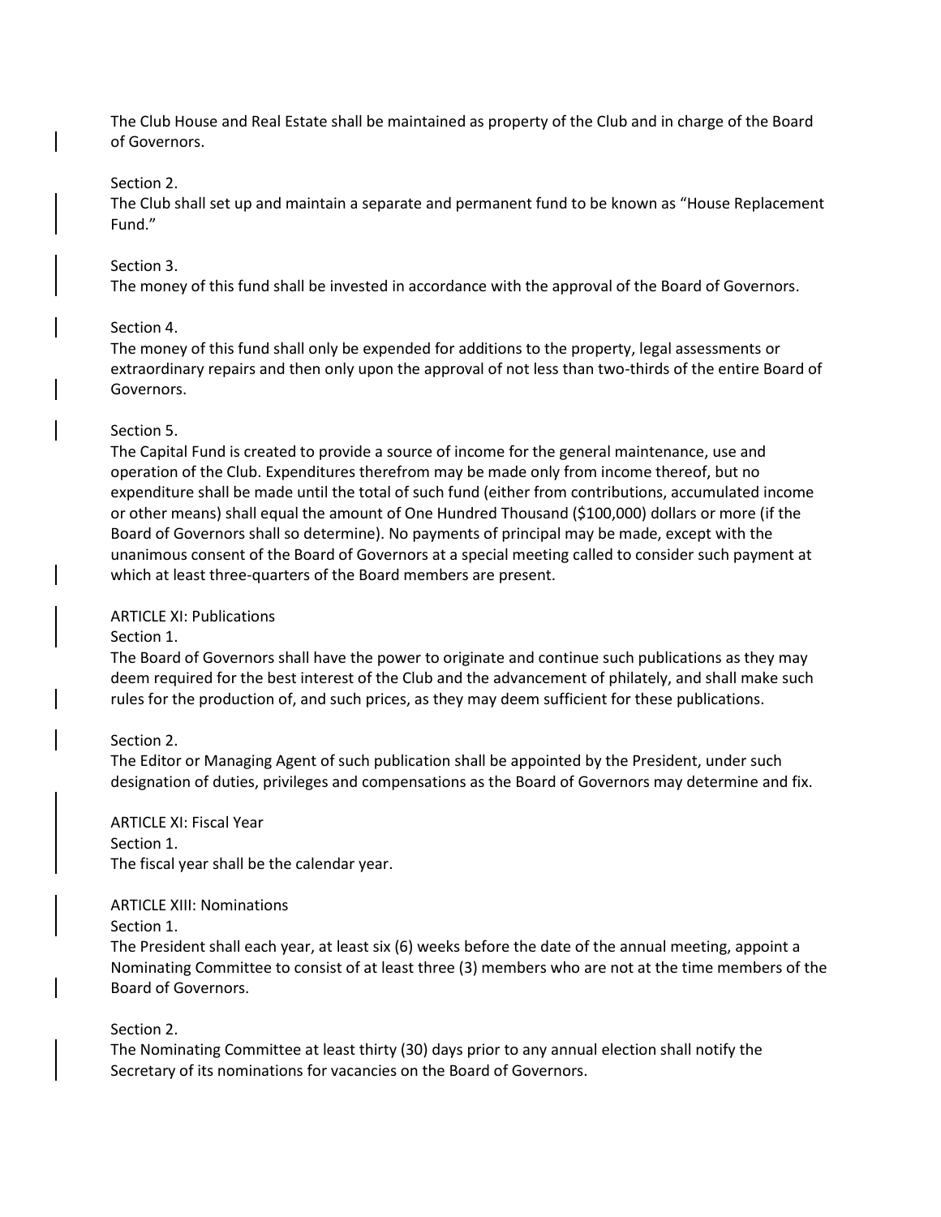The Club House and Real Estate shall be maintained as property of the Club and in charge of the Board of Governors.

Section 2.
The Club shall set up and maintain a separate and permanent fund to be known as "House Replacement Fund."

Section 3.
The money of this fund shall be invested in accordance with the approval of the Board of Governors.

Section 4.
The money of this fund shall only be expended for additions to the property, legal assessments or extraordinary repairs and then only upon the approval of not less than two-thirds of the entire Board of Governors.

Section 5.
The Capital Fund is created to provide a source of income for the general maintenance, use and operation of the Club. Expenditures therefrom may be made only from income thereof, but no expenditure shall be made until the total of such fund (either from contributions, accumulated income or other means) shall equal the amount of One Hundred Thousand ($100,000) dollars or more (if the Board of Governors shall so determine). No payments of principal may be made, except with the unanimous consent of the Board of Governors at a special meeting called to consider such payment at which at least three-quarters of the Board members are present.

ARTICLE XI: Publications
Section 1.
The Board of Governors shall have the power to originate and continue such publications as they may deem required for the best interest of the Club and the advancement of philately, and shall make such rules for the production of, and such prices, as they may deem sufficient for these publications.

Section 2.
The Editor or Managing Agent of such publication shall be appointed by the President, under such designation of duties, privileges and compensations as the Board of Governors may determine and fix.

ARTICLE XI: Fiscal Year
Section 1.
The fiscal year shall be the calendar year.

ARTICLE XIII: Nominations
Section 1.
The President shall each year, at least six (6) weeks before the date of the annual meeting, appoint a Nominating Committee to consist of at least three (3) members who are not at the time members of the Board of Governors.

Section 2.
The Nominating Committee at least thirty (30) days prior to any annual election shall notify the Secretary of its nominations for vacancies on the Board of Governors.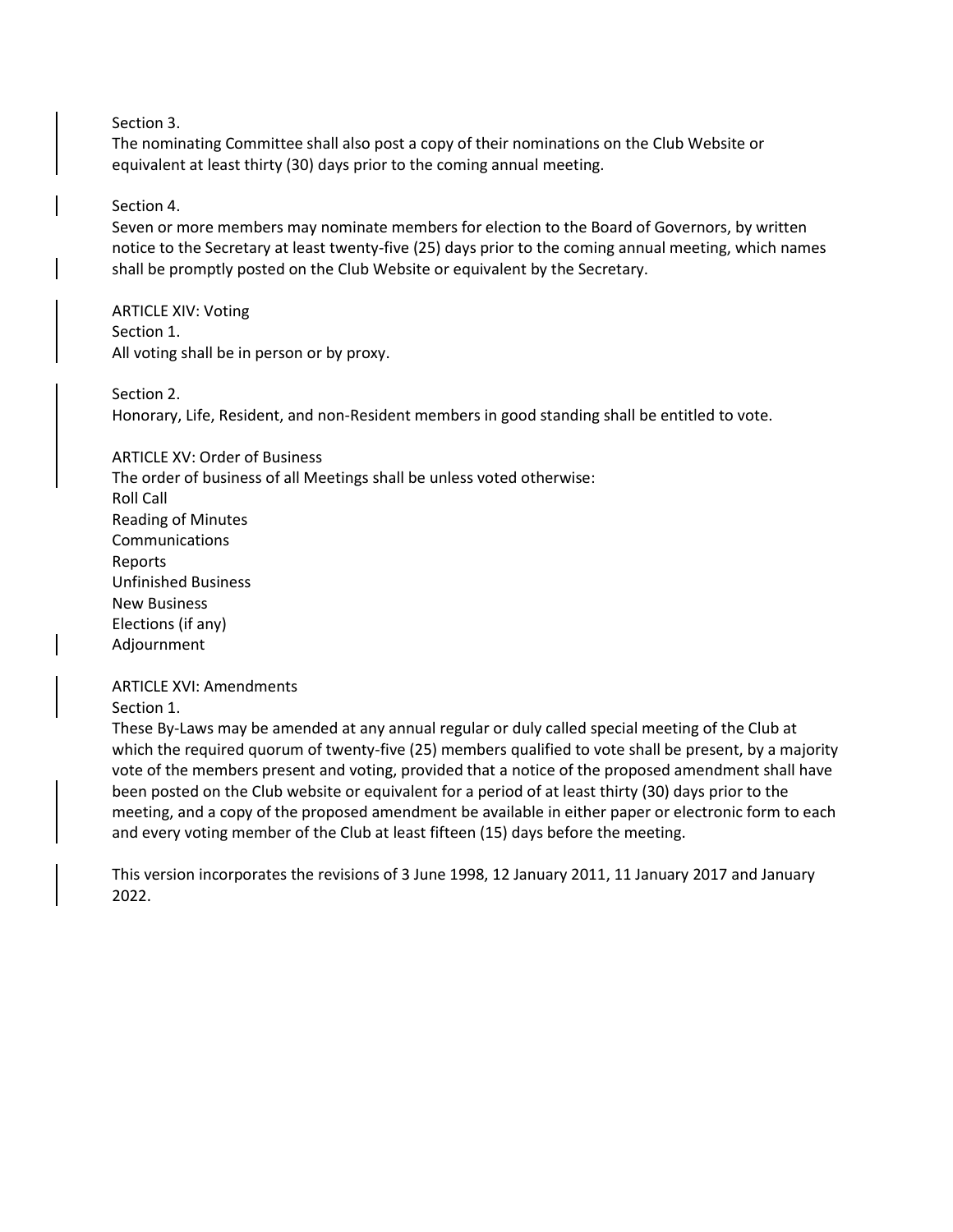Section 3.

The nominating Committee shall also post a copy of their nominations on the Club Website or equivalent at least thirty (30) days prior to the coming annual meeting.

Section 4.

Seven or more members may nominate members for election to the Board of Governors, by written notice to the Secretary at least twenty-five (25) days prior to the coming annual meeting, which names shall be promptly posted on the Club Website or equivalent by the Secretary.

ARTICLE XIV: Voting

Section 1.

All voting shall be in person or by proxy.

Section 2.

Honorary, Life, Resident, and non-Resident members in good standing shall be entitled to vote.

ARTICLE XV: Order of Business

The order of business of all Meetings shall be unless voted otherwise:

Roll Call
Reading of Minutes
Communications
Reports
Unfinished Business
New Business
Elections (if any)
Adjournment

ARTICLE XVI: Amendments

Section 1.

These By-Laws may be amended at any annual regular or duly called special meeting of the Club at which the required quorum of twenty-five (25) members qualified to vote shall be present, by a majority vote of the members present and voting, provided that a notice of the proposed amendment shall have been posted on the Club website or equivalent for a period of at least thirty (30) days prior to the meeting, and a copy of the proposed amendment be available in either paper or electronic form to each and every voting member of the Club at least fifteen (15) days before the meeting.

This version incorporates the revisions of 3 June 1998, 12 January 2011, 11 January 2017 and January 2022.